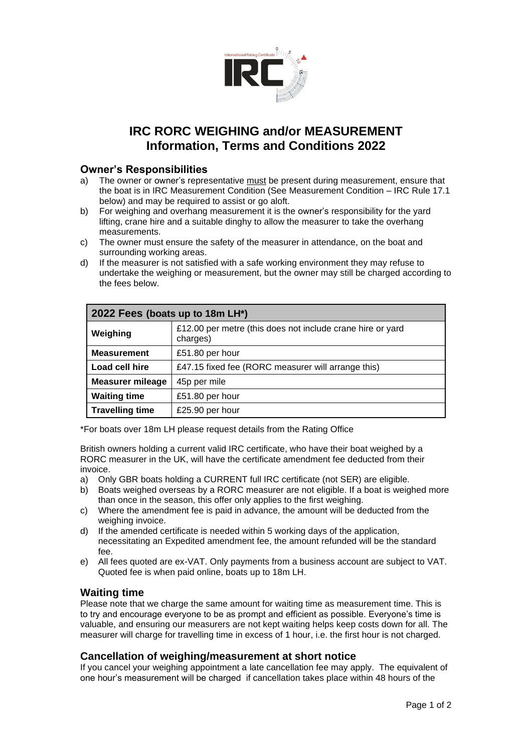# IRC RORC WEIGHING and/or MEASUREMENT
# Information, Terms and Conditions 2022

## Owner's Responsibilities

a) The owner or owner's representative must be present during measurement, ensure that the boat is in IRC Measurement Condition (See Measurement Condition – IRC Rule 17.1 below) and may be required to assist or go aloft.

b) For weighing and overhang measurement it is the owner's responsibility for the yard lifting, crane hire and a suitable dinghy to allow the measurer to take the overhang measurements.

c) The owner must ensure the safety of the measurer in attendance, on the boat and surrounding working areas.

d) If the measurer is not satisfied with a safe working environment they may refuse to undertake the weighing or measurement, but the owner may still be charged according to the fees below.

| 2022 Fees (boats up to 18m LH*) | |
|---|---|
| **Weighing** | £12.00 per metre (this does not include crane hire or yard charges) |
| **Measurement** | £51.80 per hour |
| **Load cell hire** | £47.15 fixed fee (RORC measurer will arrange this) |
| **Measurer mileage** | 45p per mile |
| **Waiting time** | £51.80 per hour |
| **Travelling time** | £25.90 per hour |

*For boats over 18m LH please request details from the Rating Office

British owners holding a current valid IRC certificate, who have their boat weighed by a RORC measurer in the UK, will have the certificate amendment fee deducted from their invoice.

a) Only GBR boats holding a CURRENT full IRC certificate (not SER) are eligible.

b) Boats weighed overseas by a RORC measurer are not eligible. If a boat is weighed more than once in the season, this offer only applies to the first weighing.

c) Where the amendment fee is paid in advance, the amount will be deducted from the weighing invoice.

d) If the amended certificate is needed within 5 working days of the application, necessitating an Expedited amendment fee, the amount refunded will be the standard fee.

e) All fees quoted are ex-VAT. Only payments from a business account are subject to VAT. Quoted fee is when paid online, boats up to 18m LH.

## Waiting time

Please note that we charge the same amount for waiting time as measurement time. This is to try and encourage everyone to be as prompt and efficient as possible. Everyone's time is valuable, and ensuring our measurers are not kept waiting helps keep costs down for all. The measurer will charge for travelling time in excess of 1 hour, i.e. the first hour is not charged.

## Cancellation of weighing/measurement at short notice

If you cancel your weighing appointment a late cancellation fee may apply. The equivalent of one hour's measurement will be charged if cancellation takes place within 48 hours of the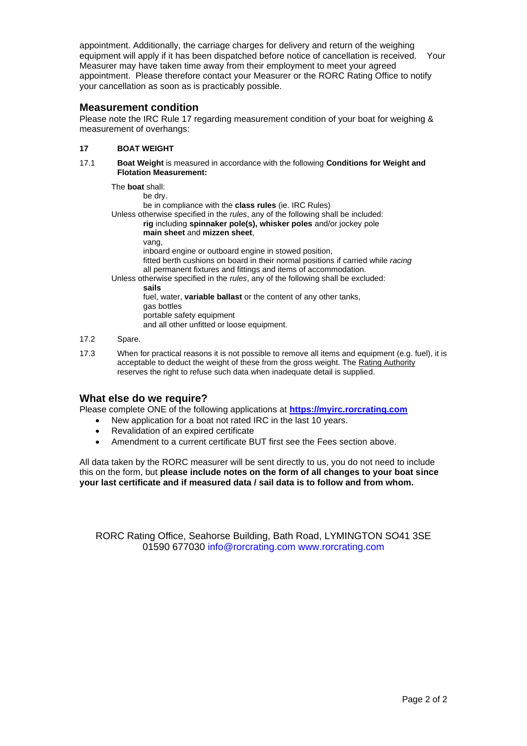appointment. Additionally, the carriage charges for delivery and return of the weighing equipment will apply if it has been dispatched before notice of cancellation is received. Your Measurer may have taken time away from their employment to meet your agreed appointment. Please therefore contact your Measurer or the RORC Rating Office to notify your cancellation as soon as is practicably possible.

## Measurement condition

Please note the IRC Rule 17 regarding measurement condition of your boat for weighing & measurement of overhangs:

**17 BOAT WEIGHT**

17.1 **Boat Weight** is measured in accordance with the following **Conditions for Weight and Flotation Measurement:**

The **boat** shall:

- be dry.
- be in compliance with the **class rules** (ie. IRC Rules)

Unless otherwise specified in the *rules*, any of the following shall be included:

- **rig** including **spinnaker pole(s), whisker poles** and/or jockey pole
- **main sheet** and **mizzen sheet**,
- vang,
- inboard engine or outboard engine in stowed position,
- fitted berth cushions on board in their normal positions if carried while *racing*
- all permanent fixtures and fittings and items of accommodation.

Unless otherwise specified in the *rules*, any of the following shall be excluded:

- **sails**
- fuel, water, **variable ballast** or the content of any other tanks,
- gas bottles
- portable safety equipment
- and all other unfitted or loose equipment.

17.2 Spare.

17.3 When for practical reasons it is not possible to remove all items and equipment (e.g. fuel), it is acceptable to deduct the weight of these from the gross weight. The Rating Authority reserves the right to refuse such data when inadequate detail is supplied.

## What else do we require?

Please complete ONE of the following applications at **https://myirc.rorcrating.com**

- New application for a boat not rated IRC in the last 10 years.
- Revalidation of an expired certificate
- Amendment to a current certificate BUT first see the Fees section above.

All data taken by the RORC measurer will be sent directly to us, you do not need to include this on the form, but **please include notes on the form of all changes to your boat since your last certificate and if measured data / sail data is to follow and from whom.**

RORC Rating Office, Seahorse Building, Bath Road, LYMINGTON SO41 3SE
01590 677030 info@rorcrating.com www.rorcrating.com